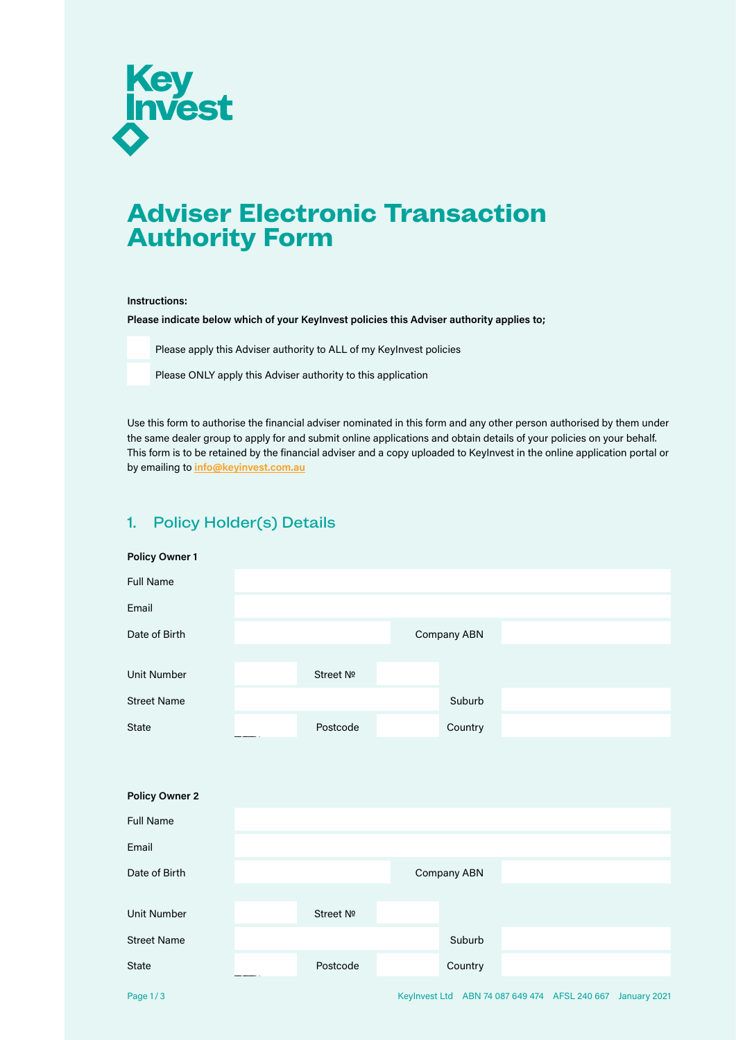Key Invest

# Adviser Electronic Transaction Authority Form

**Instructions:**

**Please indicate below which of your KeyInvest policies this Adviser authority applies to;**

- [ ] Please apply this Adviser authority to ALL of my KeyInvest policies
- [ ] Please ONLY apply this Adviser authority to this application

Use this form to authorise the financial adviser nominated in this form and any other person authorised by them under the same dealer group to apply for and submit online applications and obtain details of your policies on your behalf. This form is to be retained by the financial adviser and a copy uploaded to KeyInvest in the online application portal or by emailing to **info@keyinvest.com.au**

## 1. Policy Holder(s) Details

**Policy Owner 1**

| | | | |
|---|---|---|---|
| Full Name | | | |
| Email | | | |
| Date of Birth | | Company ABN | |
| Unit Number | | Street № | |
| Street Name | | Suburb | |
| State | | Postcode | |
| | | Country | |

**Policy Owner 2**

| | | | |
|---|---|---|---|
| Full Name | | | |
| Email | | | |
| Date of Birth | | Company ABN | |
| Unit Number | | Street № | |
| Street Name | | Suburb | |
| State | | Postcode | |
| | | Country | |

KeyInvest Ltd ABN 74 087 649 474 AFSL 240 667 January 2021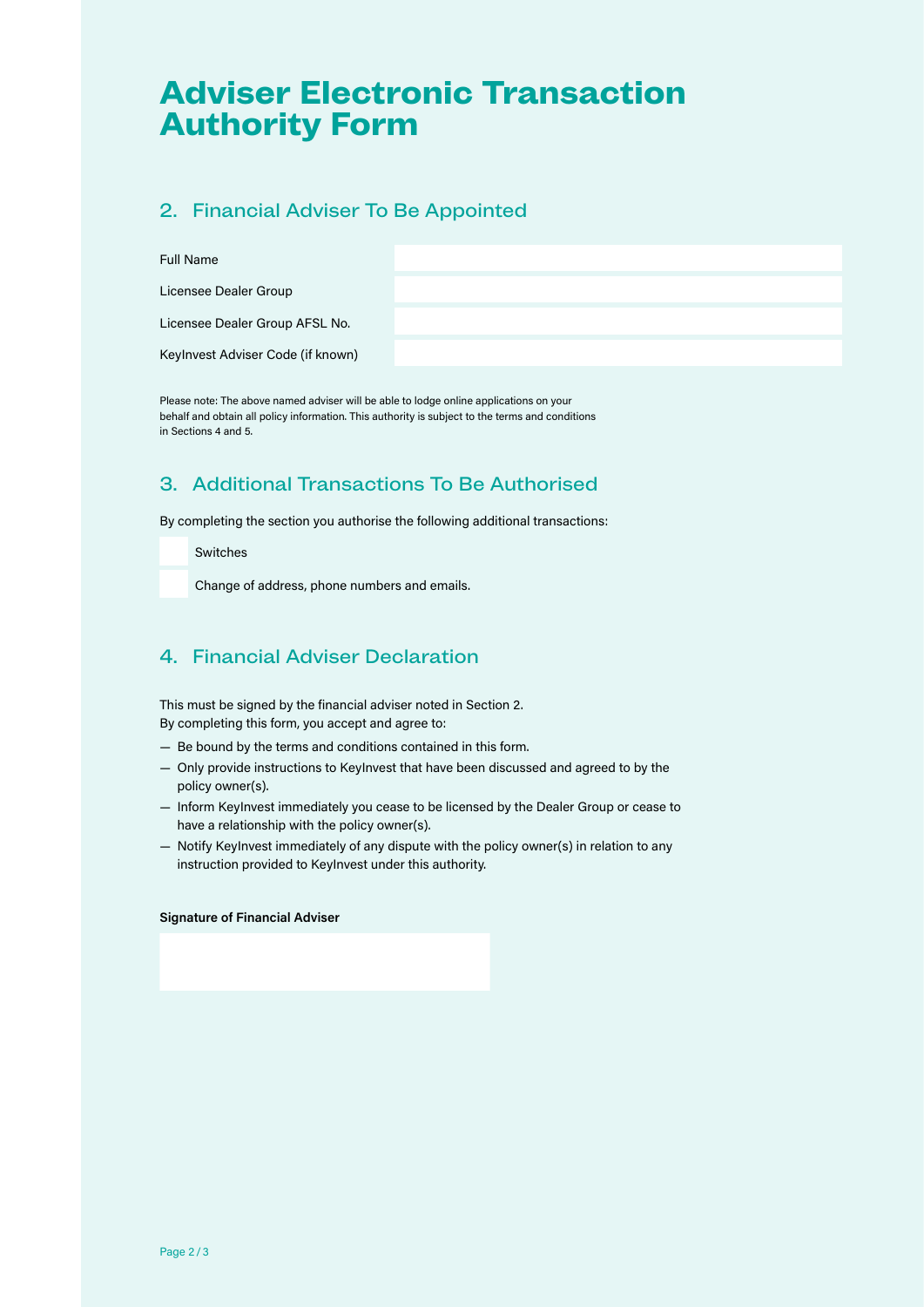# Adviser Electronic Transaction Authority Form

## 2. Financial Adviser To Be Appointed

| | |
|---|---|
| Full Name | |
| Licensee Dealer Group | |
| Licensee Dealer Group AFSL No. | |
| KeyInvest Adviser Code (if known) | |

Please note: The above named adviser will be able to lodge online applications on your behalf and obtain all policy information. This authority is subject to the terms and conditions in Sections 4 and 5.

## 3. Additional Transactions To Be Authorised

By completing the section you authorise the following additional transactions:

- ☐ Switches
- ☐ Change of address, phone numbers and emails.

## 4. Financial Adviser Declaration

This must be signed by the financial adviser noted in Section 2.
By completing this form, you accept and agree to:

- Be bound by the terms and conditions contained in this form.
- Only provide instructions to KeyInvest that have been discussed and agreed to by the policy owner(s).
- Inform KeyInvest immediately you cease to be licensed by the Dealer Group or cease to have a relationship with the policy owner(s).
- Notify KeyInvest immediately of any dispute with the policy owner(s) in relation to any instruction provided to KeyInvest under this authority.

**Signature of Financial Adviser**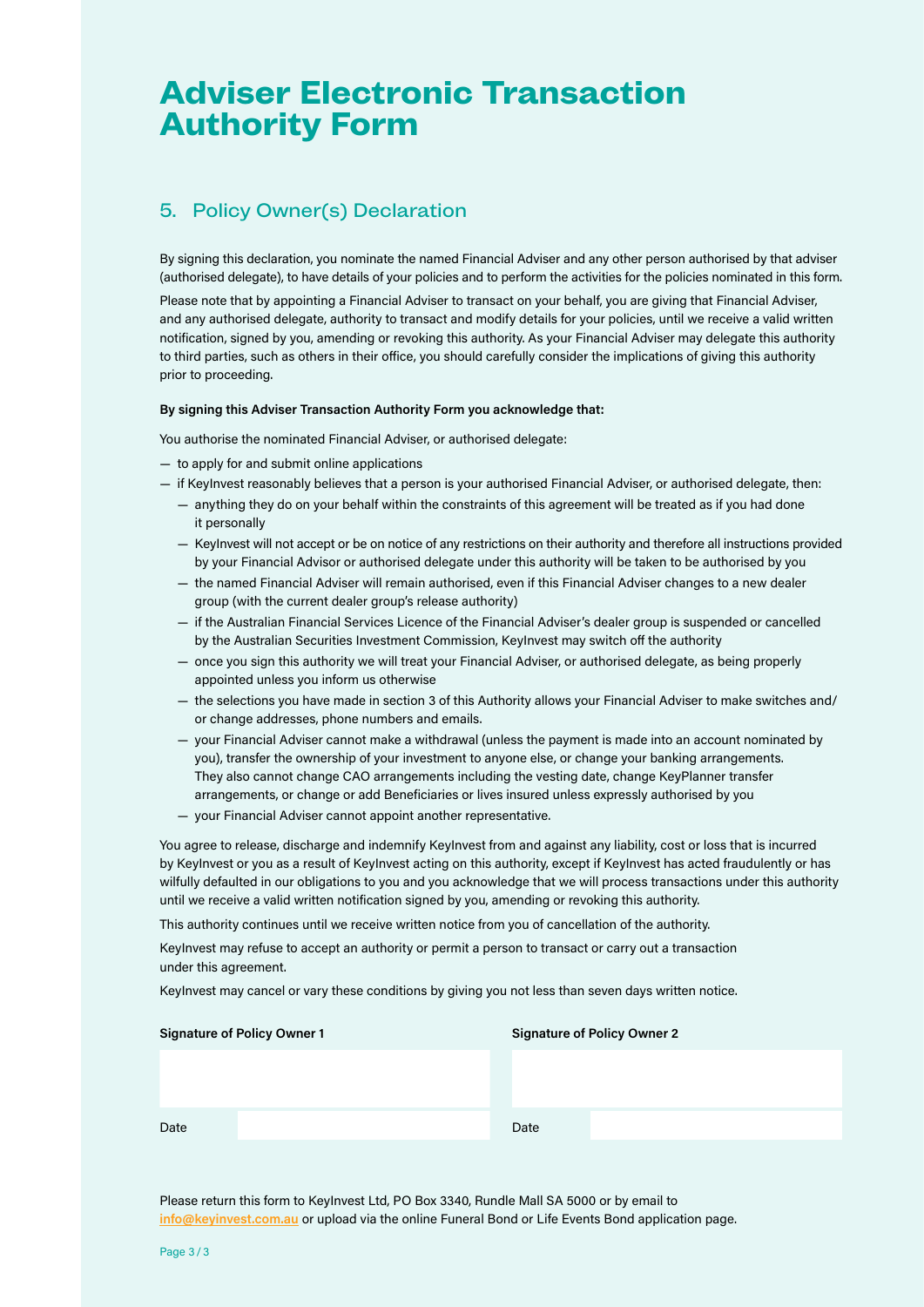# Adviser Electronic Transaction Authority Form

## 5. Policy Owner(s) Declaration

By signing this declaration, you nominate the named Financial Adviser and any other person authorised by that adviser (authorised delegate), to have details of your policies and to perform the activities for the policies nominated in this form.

Please note that by appointing a Financial Adviser to transact on your behalf, you are giving that Financial Adviser, and any authorised delegate, authority to transact and modify details for your policies, until we receive a valid written notification, signed by you, amending or revoking this authority. As your Financial Adviser may delegate this authority to third parties, such as others in their office, you should carefully consider the implications of giving this authority prior to proceeding.

**By signing this Adviser Transaction Authority Form you acknowledge that:**

You authorise the nominated Financial Adviser, or authorised delegate:

- to apply for and submit online applications
- if KeyInvest reasonably believes that a person is your authorised Financial Adviser, or authorised delegate, then:
  - anything they do on your behalf within the constraints of this agreement will be treated as if you had done it personally
  - KeyInvest will not accept or be on notice of any restrictions on their authority and therefore all instructions provided by your Financial Advisor or authorised delegate under this authority will be taken to be authorised by you
  - the named Financial Adviser will remain authorised, even if this Financial Adviser changes to a new dealer group (with the current dealer group's release authority)
  - if the Australian Financial Services Licence of the Financial Adviser's dealer group is suspended or cancelled by the Australian Securities Investment Commission, KeyInvest may switch off the authority
  - once you sign this authority we will treat your Financial Adviser, or authorised delegate, as being properly appointed unless you inform us otherwise
  - the selections you have made in section 3 of this Authority allows your Financial Adviser to make switches and/or change addresses, phone numbers and emails.
  - your Financial Adviser cannot make a withdrawal (unless the payment is made into an account nominated by you), transfer the ownership of your investment to anyone else, or change your banking arrangements. They also cannot change CAO arrangements including the vesting date, change KeyPlanner transfer arrangements, or change or add Beneficiaries or lives insured unless expressly authorised by you
  - your Financial Adviser cannot appoint another representative.

You agree to release, discharge and indemnify KeyInvest from and against any liability, cost or loss that is incurred by KeyInvest or you as a result of KeyInvest acting on this authority, except if KeyInvest has acted fraudulently or has wilfully defaulted in our obligations to you and you acknowledge that we will process transactions under this authority until we receive a valid written notification signed by you, amending or revoking this authority.

This authority continues until we receive written notice from you of cancellation of the authority.

KeyInvest may refuse to accept an authority or permit a person to transact or carry out a transaction under this agreement.

KeyInvest may cancel or vary these conditions by giving you not less than seven days written notice.

| **Signature of Policy Owner 1** | **Signature of Policy Owner 2** |
|---|---|
| | |
| Date | Date |

Please return this form to KeyInvest Ltd, PO Box 3340, Rundle Mall SA 5000 or by email to info@keyinvest.com.au or upload via the online Funeral Bond or Life Events Bond application page.